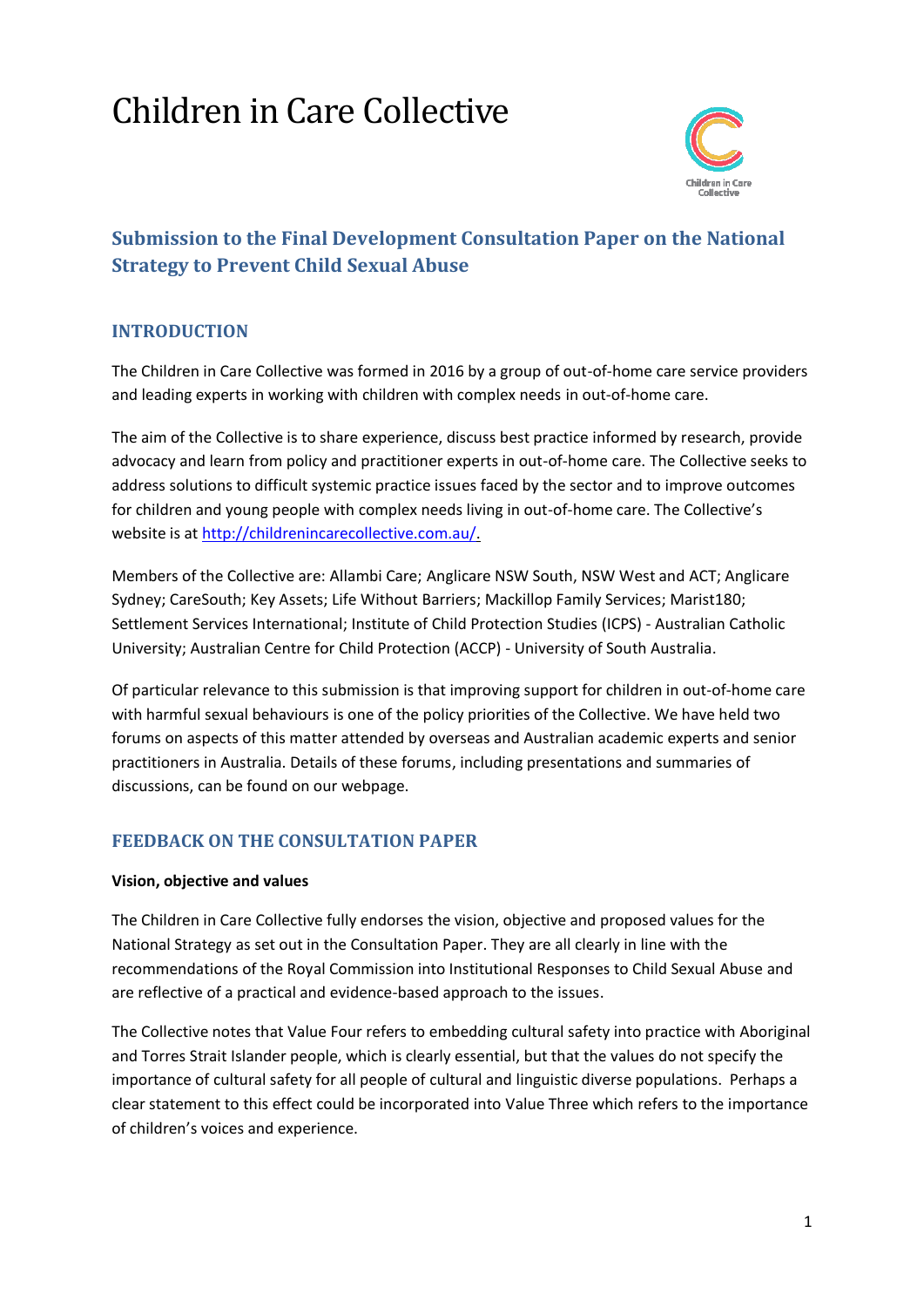# Children in Care Collective

## Submission to the Final Development Consultation Paper on the National Strategy to Prevent Child Sexual Abuse

### INTRODUCTION

The Children in Care Collective was formed in 2016 by a group of out-of-home care service providers and leading experts in working with children with complex needs in out-of-home care.

The aim of the Collective is to share experience, discuss best practice informed by research, provide advocacy and learn from policy and practitioner experts in out-of-home care. The Collective seeks to address solutions to difficult systemic practice issues faced by the sector and to improve outcomes for children and young people with complex needs living in out-of-home care. The Collective's website is at http://childrenincarecollective.com.au/.

Members of the Collective are: Allambi Care; Anglicare NSW South, NSW West and ACT; Anglicare Sydney; CareSouth; Key Assets; Life Without Barriers; Mackillop Family Services; Marist180; Settlement Services International; Institute of Child Protection Studies (ICPS) - Australian Catholic University; Australian Centre for Child Protection (ACCP) - University of South Australia.

Of particular relevance to this submission is that improving support for children in out-of-home care with harmful sexual behaviours is one of the policy priorities of the Collective. We have held two forums on aspects of this matter attended by overseas and Australian academic experts and senior practitioners in Australia. Details of these forums, including presentations and summaries of discussions, can be found on our webpage.

### FEEDBACK ON THE CONSULTATION PAPER

**Vision, objective and values**

The Children in Care Collective fully endorses the vision, objective and proposed values for the National Strategy as set out in the Consultation Paper. They are all clearly in line with the recommendations of the Royal Commission into Institutional Responses to Child Sexual Abuse and are reflective of a practical and evidence-based approach to the issues.

The Collective notes that Value Four refers to embedding cultural safety into practice with Aboriginal and Torres Strait Islander people, which is clearly essential, but that the values do not specify the importance of cultural safety for all people of cultural and linguistic diverse populations. Perhaps a clear statement to this effect could be incorporated into Value Three which refers to the importance of children's voices and experience.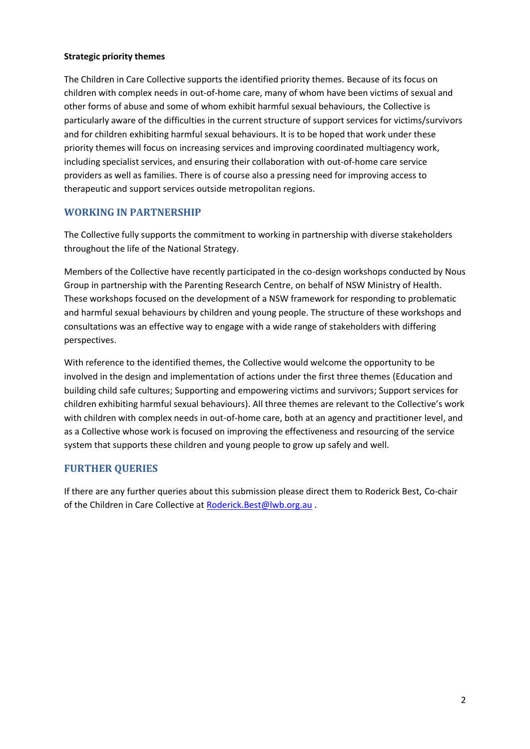**Strategic priority themes**

The Children in Care Collective supports the identified priority themes. Because of its focus on children with complex needs in out-of-home care, many of whom have been victims of sexual and other forms of abuse and some of whom exhibit harmful sexual behaviours, the Collective is particularly aware of the difficulties in the current structure of support services for victims/survivors and for children exhibiting harmful sexual behaviours. It is to be hoped that work under these priority themes will focus on increasing services and improving coordinated multiagency work, including specialist services, and ensuring their collaboration with out-of-home care service providers as well as families. There is of course also a pressing need for improving access to therapeutic and support services outside metropolitan regions.

## WORKING IN PARTNERSHIP

The Collective fully supports the commitment to working in partnership with diverse stakeholders throughout the life of the National Strategy.

Members of the Collective have recently participated in the co-design workshops conducted by Nous Group in partnership with the Parenting Research Centre, on behalf of NSW Ministry of Health. These workshops focused on the development of a NSW framework for responding to problematic and harmful sexual behaviours by children and young people. The structure of these workshops and consultations was an effective way to engage with a wide range of stakeholders with differing perspectives.

With reference to the identified themes, the Collective would welcome the opportunity to be involved in the design and implementation of actions under the first three themes (Education and building child safe cultures; Supporting and empowering victims and survivors; Support services for children exhibiting harmful sexual behaviours). All three themes are relevant to the Collective's work with children with complex needs in out-of-home care, both at an agency and practitioner level, and as a Collective whose work is focused on improving the effectiveness and resourcing of the service system that supports these children and young people to grow up safely and well.

## FURTHER QUERIES

If there are any further queries about this submission please direct them to Roderick Best, Co-chair of the Children in Care Collective at Roderick.Best@lwb.org.au .